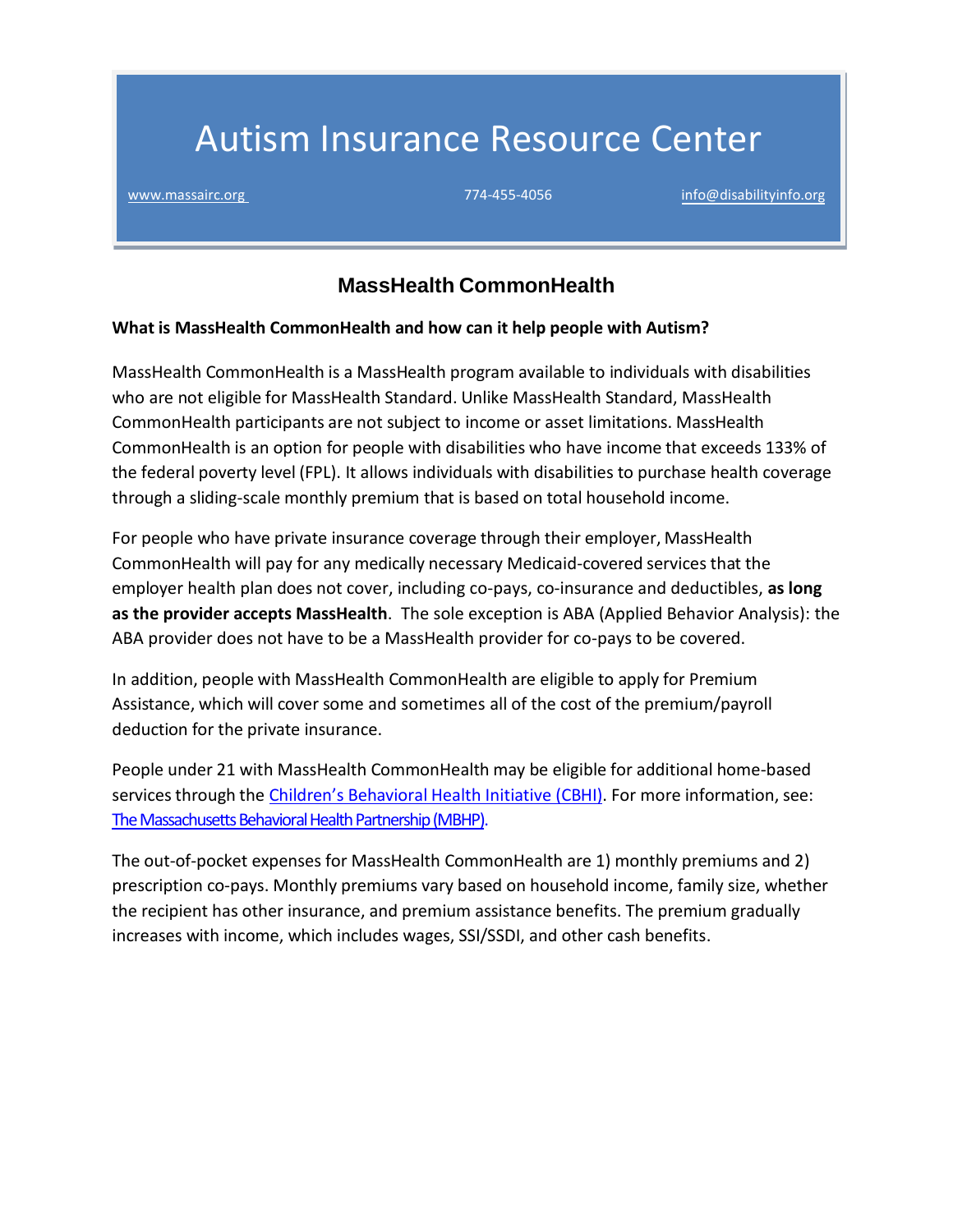# Autism Insurance Resource Center

www.massairc.org 774-455-4056 info@disabilityinfo.org

## MassHealth CommonHealth

**What is MassHealth CommonHealth and how can it help people with Autism?**

MassHealth CommonHealth is a MassHealth program available to individuals with disabilities who are not eligible for MassHealth Standard. Unlike MassHealth Standard, MassHealth CommonHealth participants are not subject to income or asset limitations. MassHealth CommonHealth is an option for people with disabilities who have income that exceeds 133% of the federal poverty level (FPL). It allows individuals with disabilities to purchase health coverage through a sliding-scale monthly premium that is based on total household income.

For people who have private insurance coverage through their employer, MassHealth CommonHealth will pay for any medically necessary Medicaid-covered services that the employer health plan does not cover, including co-pays, co-insurance and deductibles, **as long as the provider accepts MassHealth**. The sole exception is ABA (Applied Behavior Analysis): the ABA provider does not have to be a MassHealth provider for co-pays to be covered.

In addition, people with MassHealth CommonHealth are eligible to apply for Premium Assistance, which will cover some and sometimes all of the cost of the premium/payroll deduction for the private insurance.

People under 21 with MassHealth CommonHealth may be eligible for additional home-based services through the Children's Behavioral Health Initiative (CBHI). For more information, see: The Massachusetts Behavioral Health Partnership (MBHP).

The out-of-pocket expenses for MassHealth CommonHealth are 1) monthly premiums and 2) prescription co-pays. Monthly premiums vary based on household income, family size, whether the recipient has other insurance, and premium assistance benefits. The premium gradually increases with income, which includes wages, SSI/SSDI, and other cash benefits.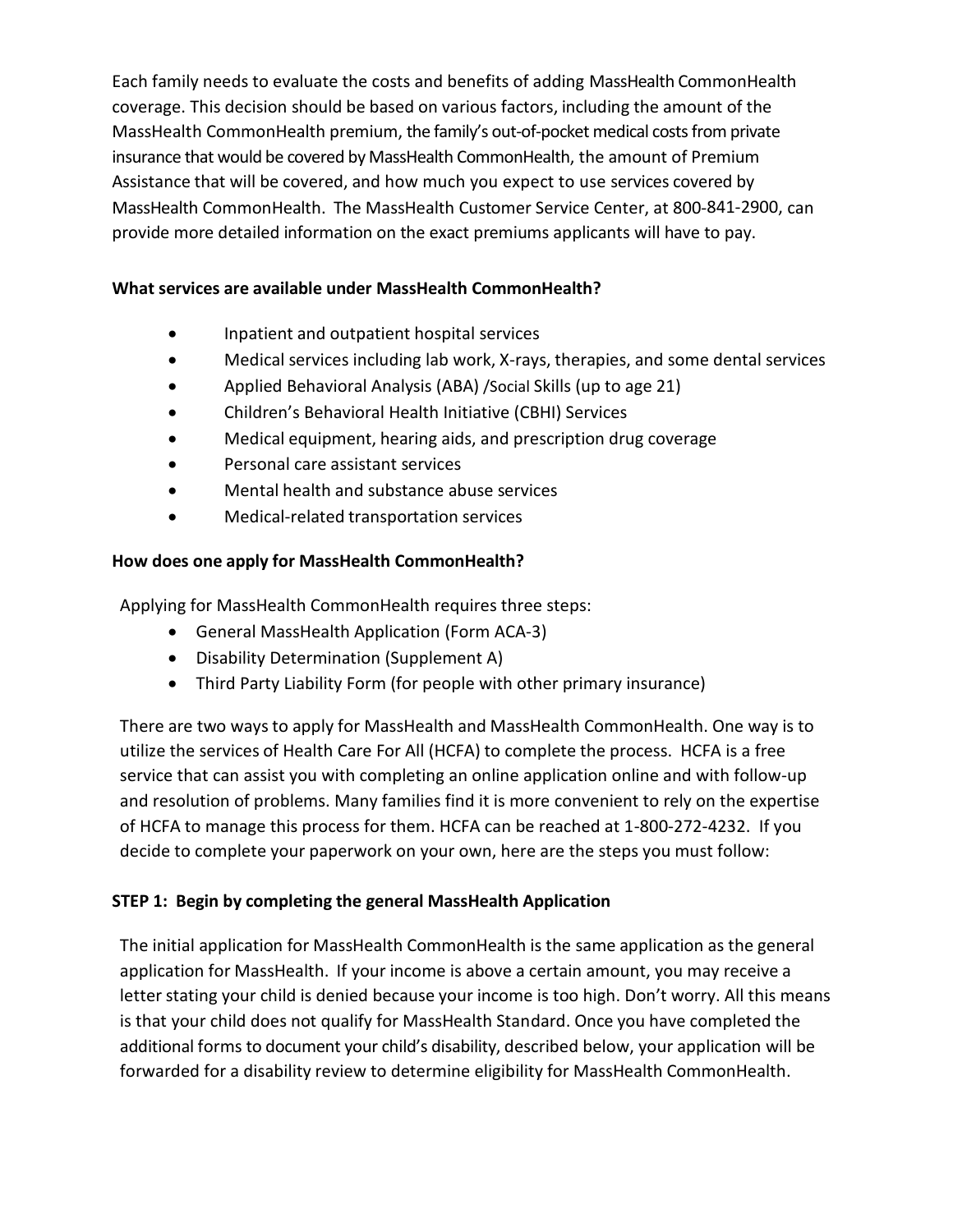Each family needs to evaluate the costs and benefits of adding MassHealth CommonHealth coverage. This decision should be based on various factors, including the amount of the MassHealth CommonHealth premium, the family's out-of-pocket medical costs from private insurance that would be covered by MassHealth CommonHealth, the amount of Premium Assistance that will be covered, and how much you expect to use services covered by MassHealth CommonHealth. The MassHealth Customer Service Center, at 800-841-2900, can provide more detailed information on the exact premiums applicants will have to pay.

**What services are available under MassHealth CommonHealth?**

- Inpatient and outpatient hospital services
- Medical services including lab work, X-rays, therapies, and some dental services
- Applied Behavioral Analysis (ABA) /Social Skills (up to age 21)
- Children's Behavioral Health Initiative (CBHI) Services
- Medical equipment, hearing aids, and prescription drug coverage
- Personal care assistant services
- Mental health and substance abuse services
- Medical-related transportation services

**How does one apply for MassHealth CommonHealth?**

Applying for MassHealth CommonHealth requires three steps:

- General MassHealth Application (Form ACA-3)
- Disability Determination (Supplement A)
- Third Party Liability Form (for people with other primary insurance)

There are two ways to apply for MassHealth and MassHealth CommonHealth. One way is to utilize the services of Health Care For All (HCFA) to complete the process. HCFA is a free service that can assist you with completing an online application online and with follow-up and resolution of problems. Many families find it is more convenient to rely on the expertise of HCFA to manage this process for them. HCFA can be reached at 1-800-272-4232. If you decide to complete your paperwork on your own, here are the steps you must follow:

**STEP 1: Begin by completing the general MassHealth Application**

The initial application for MassHealth CommonHealth is the same application as the general application for MassHealth. If your income is above a certain amount, you may receive a letter stating your child is denied because your income is too high. Don't worry. All this means is that your child does not qualify for MassHealth Standard. Once you have completed the additional forms to document your child's disability, described below, your application will be forwarded for a disability review to determine eligibility for MassHealth CommonHealth.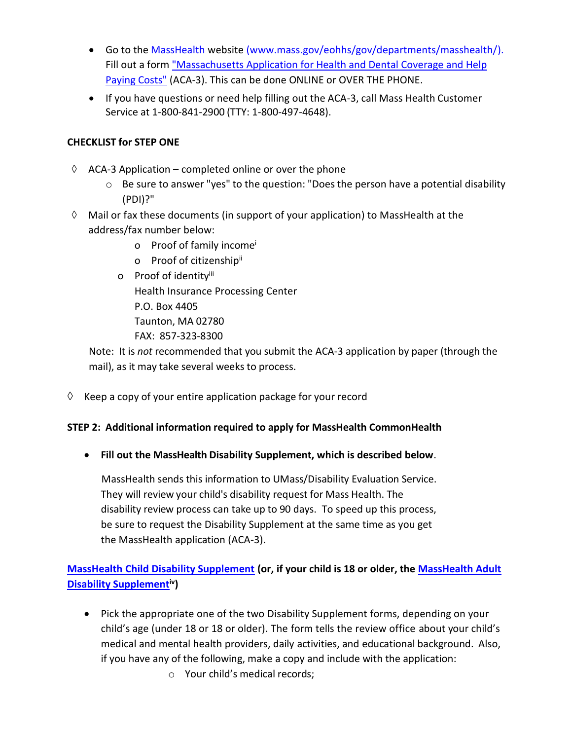- Go to the [MassHealth website (www.mass.gov/eohhs/gov/departments/masshealth/).](www.mass.gov/eohhs/gov/departments/masshealth/) Fill out a form ["Massachusetts Application for Health and Dental Coverage and Help Paying Costs"]() (ACA-3). This can be done ONLINE or OVER THE PHONE.
- If you have questions or need help filling out the ACA-3, call Mass Health Customer Service at 1-800-841-2900 (TTY: 1-800-497-4648).

**CHECKLIST for STEP ONE**

◊ ACA-3 Application – completed online or over the phone
  - Be sure to answer "yes" to the question: "Does the person have a potential disability (PDI)?"

◊ Mail or fax these documents (in support of your application) to MassHealth at the address/fax number below:
  - Proof of family income[i]
  - Proof of citizenship[ii]
  - Proof of identity[iii]

  Health Insurance Processing Center
  P.O. Box 4405
  Taunton, MA 02780
  FAX: 857-323-8300

  Note: It is *not* recommended that you submit the ACA-3 application by paper (through the mail), as it may take several weeks to process.

◊ Keep a copy of your entire application package for your record

**STEP 2: Additional information required to apply for MassHealth CommonHealth**

- **Fill out the MassHealth Disability Supplement, which is described below**.

  MassHealth sends this information to UMass/Disability Evaluation Service. They will review your child's disability request for Mass Health. The disability review process can take up to 90 days. To speed up this process, be sure to request the Disability Supplement at the same time as you get the MassHealth application (ACA-3).

**[MassHealth Child Disability Supplement]() (or, if your child is 18 or older, the [MassHealth Adult Disability Supplement]()[iv])**

- Pick the appropriate one of the two Disability Supplement forms, depending on your child's age (under 18 or 18 or older). The form tells the review office about your child's medical and mental health providers, daily activities, and educational background. Also, if you have any of the following, make a copy and include with the application:
  - Your child's medical records;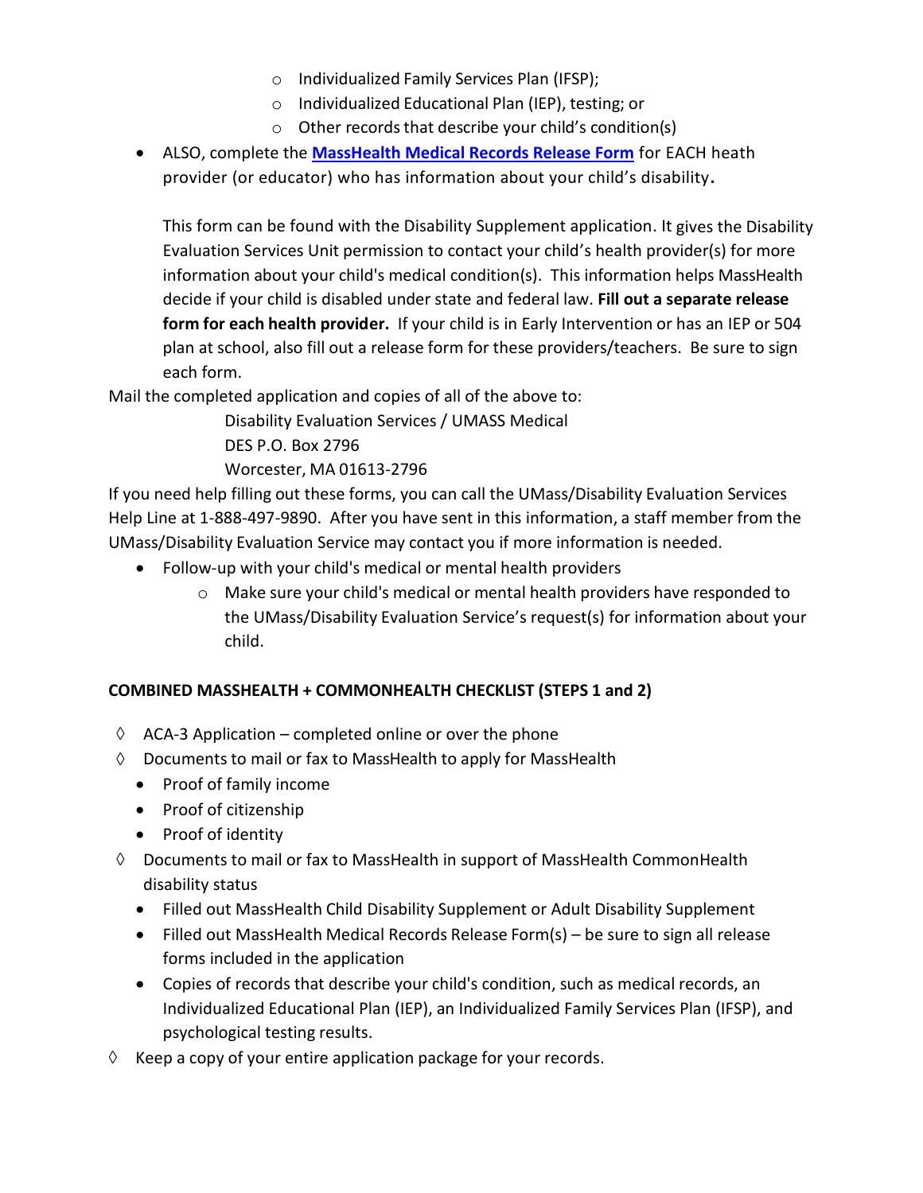- Individualized Family Services Plan (IFSP);
    - Individualized Educational Plan (IEP), testing; or
    - Other records that describe your child's condition(s)
- ALSO, complete the **MassHealth Medical Records Release Form** for EACH heath provider (or educator) who has information about your child's disability.

  This form can be found with the Disability Supplement application. It gives the Disability Evaluation Services Unit permission to contact your child's health provider(s) for more information about your child's medical condition(s). This information helps MassHealth decide if your child is disabled under state and federal law. **Fill out a separate release form for each health provider.** If your child is in Early Intervention or has an IEP or 504 plan at school, also fill out a release form for these providers/teachers. Be sure to sign each form.

Mail the completed application and copies of all of the above to:

Disability Evaluation Services / UMASS Medical
DES P.O. Box 2796
Worcester, MA 01613-2796

If you need help filling out these forms, you can call the UMass/Disability Evaluation Services Help Line at 1-888-497-9890. After you have sent in this information, a staff member from the UMass/Disability Evaluation Service may contact you if more information is needed.

- Follow-up with your child's medical or mental health providers
    - Make sure your child's medical or mental health providers have responded to the UMass/Disability Evaluation Service's request(s) for information about your child.

**COMBINED MASSHEALTH + COMMONHEALTH CHECKLIST (STEPS 1 and 2)**

◊ ACA-3 Application – completed online or over the phone

◊ Documents to mail or fax to MassHealth to apply for MassHealth
- Proof of family income
- Proof of citizenship
- Proof of identity

◊ Documents to mail or fax to MassHealth in support of MassHealth CommonHealth disability status
- Filled out MassHealth Child Disability Supplement or Adult Disability Supplement
- Filled out MassHealth Medical Records Release Form(s) – be sure to sign all release forms included in the application
- Copies of records that describe your child's condition, such as medical records, an Individualized Educational Plan (IEP), an Individualized Family Services Plan (IFSP), and psychological testing results.

◊ Keep a copy of your entire application package for your records.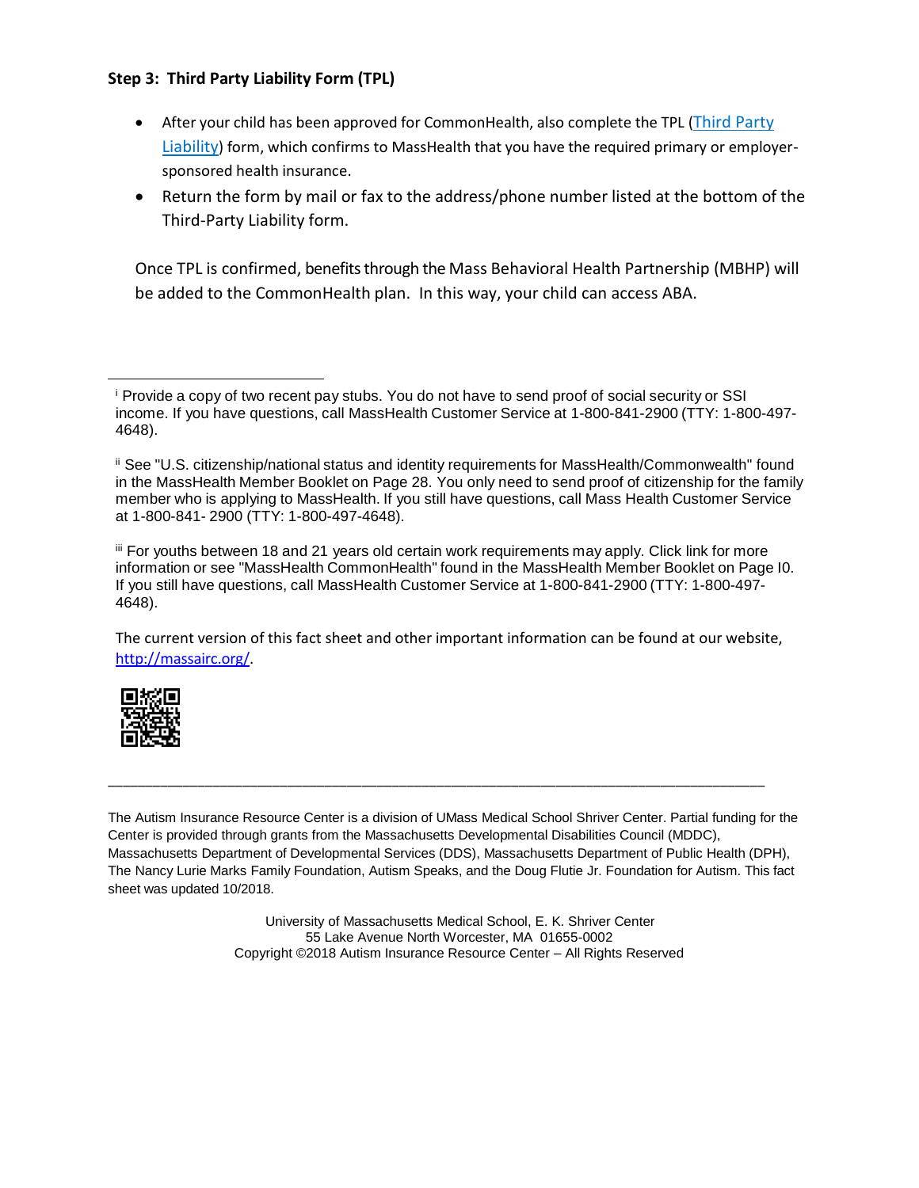### Step 3: Third Party Liability Form (TPL)

- After your child has been approved for CommonHealth, also complete the TPL (Third Party Liability) form, which confirms to MassHealth that you have the required primary or employer-sponsored health insurance.
- Return the form by mail or fax to the address/phone number listed at the bottom of the Third-Party Liability form.

Once TPL is confirmed, benefits through the Mass Behavioral Health Partnership (MBHP) will be added to the CommonHealth plan. In this way, your child can access ABA.

---

[i] Provide a copy of two recent pay stubs. You do not have to send proof of social security or SSI income. If you have questions, call MassHealth Customer Service at 1-800-841-2900 (TTY: 1-800-497-4648).

[ii] See "U.S. citizenship/national status and identity requirements for MassHealth/Commonwealth" found in the MassHealth Member Booklet on Page 28. You only need to send proof of citizenship for the family member who is applying to MassHealth. If you still have questions, call Mass Health Customer Service at 1-800-841- 2900 (TTY: 1-800-497-4648).

[iii] For youths between 18 and 21 years old certain work requirements may apply. Click link for more information or see "MassHealth CommonHealth" found in the MassHealth Member Booklet on Page I0. If you still have questions, call MassHealth Customer Service at 1-800-841-2900 (TTY: 1-800-497-4648).

The current version of this fact sheet and other important information can be found at our website, http://massairc.org/.

---

The Autism Insurance Resource Center is a division of UMass Medical School Shriver Center. Partial funding for the Center is provided through grants from the Massachusetts Developmental Disabilities Council (MDDC), Massachusetts Department of Developmental Services (DDS), Massachusetts Department of Public Health (DPH), The Nancy Lurie Marks Family Foundation, Autism Speaks, and the Doug Flutie Jr. Foundation for Autism. This fact sheet was updated 10/2018.

University of Massachusetts Medical School, E. K. Shriver Center
55 Lake Avenue North Worcester, MA 01655-0002
Copyright ©2018 Autism Insurance Resource Center – All Rights Reserved